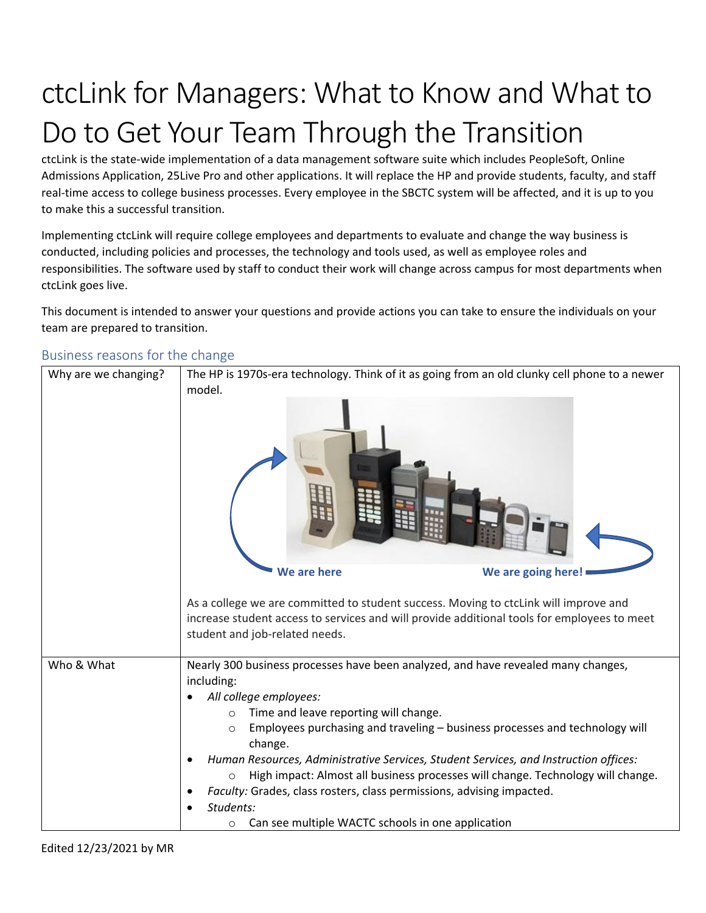# ctcLink for Managers: What to Know and What to Do to Get Your Team Through the Transition

ctcLink is the state-wide implementation of a data management software suite which includes PeopleSoft, Online Admissions Application, 25Live Pro and other applications. It will replace the HP and provide students, faculty, and staff real-time access to college business processes. Every employee in the SBCTC system will be affected, and it is up to you to make this a successful transition.

Implementing ctcLink will require college employees and departments to evaluate and change the way business is conducted, including policies and processes, the technology and tools used, as well as employee roles and responsibilities. The software used by staff to conduct their work will change across campus for most departments when ctcLink goes live.

This document is intended to answer your questions and provide actions you can take to ensure the individuals on your team are prepared to transition.

## Business reasons for the change

| | |
|---|---|
| Why are we changing? | The HP is 1970s-era technology. Think of it as going from an old clunky cell phone to a newer model.<br><br>**We are here** **We are going here!**<br><br>As a college we are committed to student success. Moving to ctcLink will improve and increase student access to services and will provide additional tools for employees to meet student and job-related needs. |
| Who & What | Nearly 300 business processes have been analyzed, and have revealed many changes, including:<br>• *All college employees:*<br>  ○ Time and leave reporting will change.<br>  ○ Employees purchasing and traveling – business processes and technology will change.<br>• *Human Resources, Administrative Services, Student Services, and Instruction offices:*<br>  ○ High impact: Almost all business processes will change. Technology will change.<br>• *Faculty:* Grades, class rosters, class permissions, advising impacted.<br>• *Students:*<br>  ○ Can see multiple WACTC schools in one application |

Edited 12/23/2021 by MR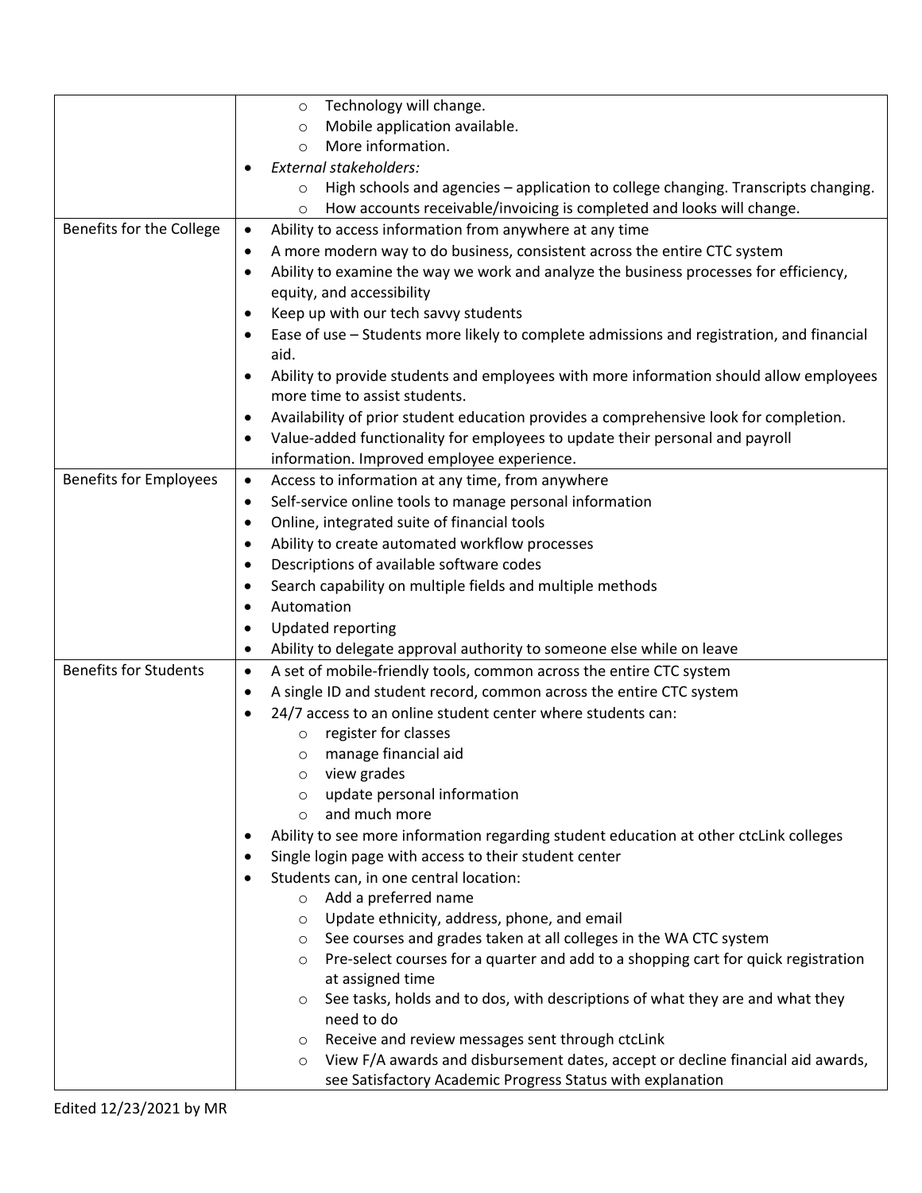| | |
|---|---|
| | ◦ Technology will change.<br>◦ Mobile application available.<br>◦ More information.<br>• *External stakeholders:*<br>◦ High schools and agencies – application to college changing. Transcripts changing.<br>◦ How accounts receivable/invoicing is completed and looks will change. |
| Benefits for the College | • Ability to access information from anywhere at any time<br>• A more modern way to do business, consistent across the entire CTC system<br>• Ability to examine the way we work and analyze the business processes for efficiency, equity, and accessibility<br>• Keep up with our tech savvy students<br>• Ease of use – Students more likely to complete admissions and registration, and financial aid.<br>• Ability to provide students and employees with more information should allow employees more time to assist students.<br>• Availability of prior student education provides a comprehensive look for completion.<br>• Value-added functionality for employees to update their personal and payroll information. Improved employee experience. |
| Benefits for Employees | • Access to information at any time, from anywhere<br>• Self-service online tools to manage personal information<br>• Online, integrated suite of financial tools<br>• Ability to create automated workflow processes<br>• Descriptions of available software codes<br>• Search capability on multiple fields and multiple methods<br>• Automation<br>• Updated reporting<br>• Ability to delegate approval authority to someone else while on leave |
| Benefits for Students | • A set of mobile-friendly tools, common across the entire CTC system<br>• A single ID and student record, common across the entire CTC system<br>• 24/7 access to an online student center where students can:<br>◦ register for classes<br>◦ manage financial aid<br>◦ view grades<br>◦ update personal information<br>◦ and much more<br>• Ability to see more information regarding student education at other ctcLink colleges<br>• Single login page with access to their student center<br>• Students can, in one central location:<br>◦ Add a preferred name<br>◦ Update ethnicity, address, phone, and email<br>◦ See courses and grades taken at all colleges in the WA CTC system<br>◦ Pre-select courses for a quarter and add to a shopping cart for quick registration at assigned time<br>◦ See tasks, holds and to dos, with descriptions of what they are and what they need to do<br>◦ Receive and review messages sent through ctcLink<br>◦ View F/A awards and disbursement dates, accept or decline financial aid awards, see Satisfactory Academic Progress Status with explanation |

Edited 12/23/2021 by MR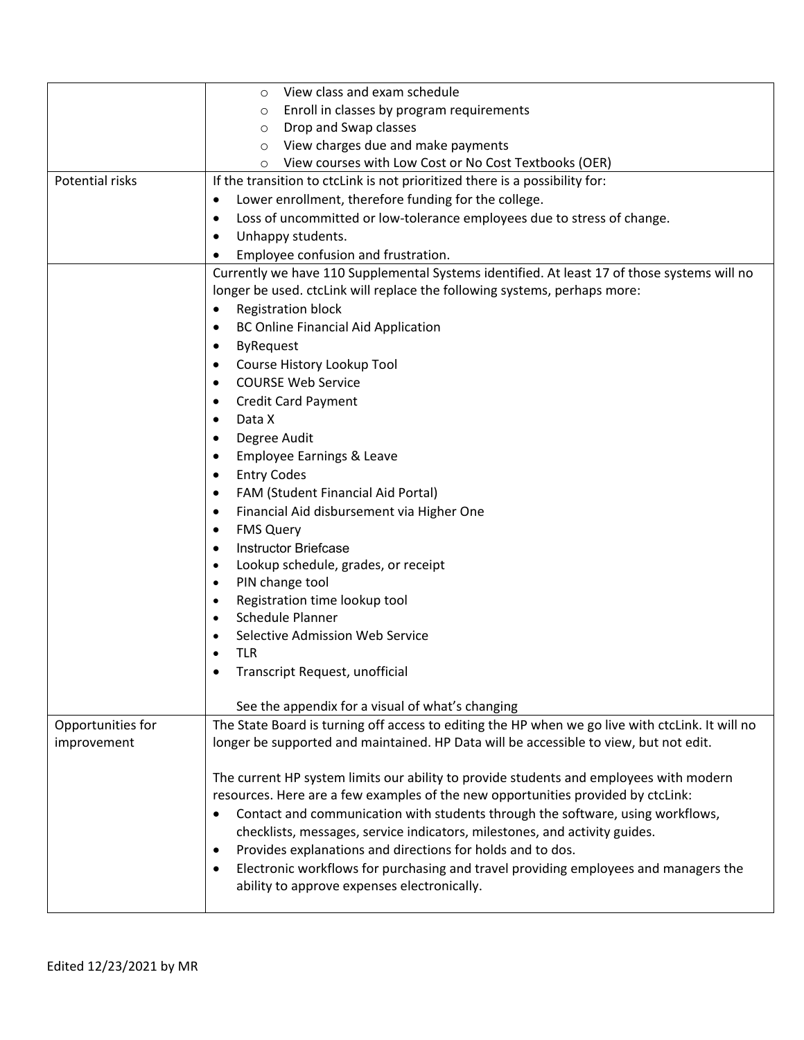| | |
|---|---|
| | ◦ View class and exam schedule<br>◦ Enroll in classes by program requirements<br>◦ Drop and Swap classes<br>◦ View charges due and make payments<br>◦ View courses with Low Cost or No Cost Textbooks (OER) |
| Potential risks | If the transition to ctcLink is not prioritized there is a possibility for:<br>• Lower enrollment, therefore funding for the college.<br>• Loss of uncommitted or low-tolerance employees due to stress of change.<br>• Unhappy students.<br>• Employee confusion and frustration. |
| | Currently we have 110 Supplemental Systems identified. At least 17 of those systems will no longer be used. ctcLink will replace the following systems, perhaps more:<br>• Registration block<br>• BC Online Financial Aid Application<br>• ByRequest<br>• Course History Lookup Tool<br>• COURSE Web Service<br>• Credit Card Payment<br>• Data X<br>• Degree Audit<br>• Employee Earnings & Leave<br>• Entry Codes<br>• FAM (Student Financial Aid Portal)<br>• Financial Aid disbursement via Higher One<br>• FMS Query<br>• Instructor Briefcase<br>• Lookup schedule, grades, or receipt<br>• PIN change tool<br>• Registration time lookup tool<br>• Schedule Planner<br>• Selective Admission Web Service<br>• TLR<br>• Transcript Request, unofficial<br><br>See the appendix for a visual of what's changing |
| Opportunities for improvement | The State Board is turning off access to editing the HP when we go live with ctcLink. It will no longer be supported and maintained. HP Data will be accessible to view, but not edit.<br><br>The current HP system limits our ability to provide students and employees with modern resources. Here are a few examples of the new opportunities provided by ctcLink:<br>• Contact and communication with students through the software, using workflows, checklists, messages, service indicators, milestones, and activity guides.<br>• Provides explanations and directions for holds and to dos.<br>• Electronic workflows for purchasing and travel providing employees and managers the ability to approve expenses electronically. |

Edited 12/23/2021 by MR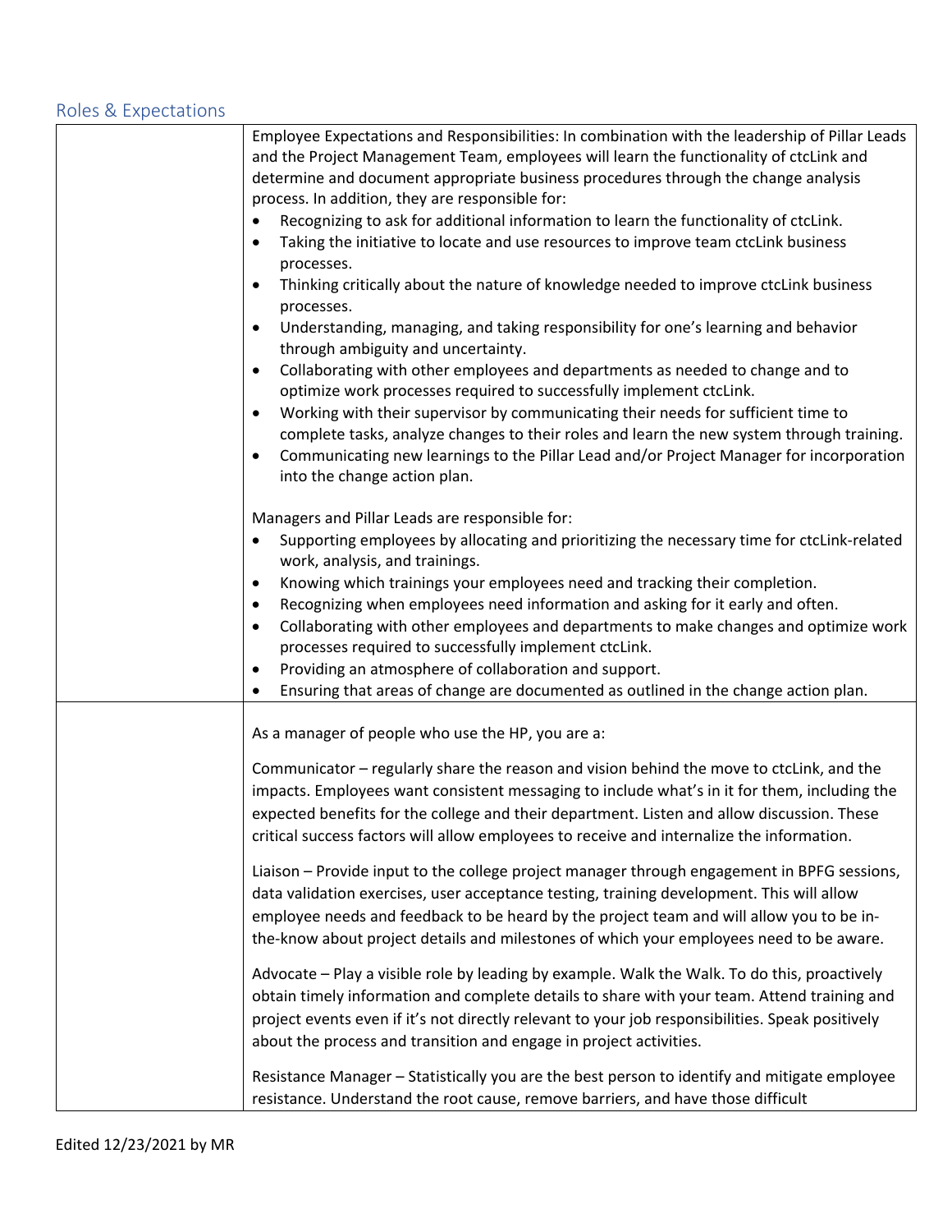## Roles & Expectations

| | |
|---|---|
| | Employee Expectations and Responsibilities: In combination with the leadership of Pillar Leads and the Project Management Team, employees will learn the functionality of ctcLink and determine and document appropriate business procedures through the change analysis process. In addition, they are responsible for:<br>• Recognizing to ask for additional information to learn the functionality of ctcLink.<br>• Taking the initiative to locate and use resources to improve team ctcLink business processes.<br>• Thinking critically about the nature of knowledge needed to improve ctcLink business processes.<br>• Understanding, managing, and taking responsibility for one's learning and behavior through ambiguity and uncertainty.<br>• Collaborating with other employees and departments as needed to change and to optimize work processes required to successfully implement ctcLink.<br>• Working with their supervisor by communicating their needs for sufficient time to complete tasks, analyze changes to their roles and learn the new system through training.<br>• Communicating new learnings to the Pillar Lead and/or Project Manager for incorporation into the change action plan.<br><br>Managers and Pillar Leads are responsible for:<br>• Supporting employees by allocating and prioritizing the necessary time for ctcLink-related work, analysis, and trainings.<br>• Knowing which trainings your employees need and tracking their completion.<br>• Recognizing when employees need information and asking for it early and often.<br>• Collaborating with other employees and departments to make changes and optimize work processes required to successfully implement ctcLink.<br>• Providing an atmosphere of collaboration and support.<br>• Ensuring that areas of change are documented as outlined in the change action plan. |
| | As a manager of people who use the HP, you are a:<br><br>Communicator – regularly share the reason and vision behind the move to ctcLink, and the impacts. Employees want consistent messaging to include what's in it for them, including the expected benefits for the college and their department. Listen and allow discussion. These critical success factors will allow employees to receive and internalize the information.<br><br>Liaison – Provide input to the college project manager through engagement in BPFG sessions, data validation exercises, user acceptance testing, training development. This will allow employee needs and feedback to be heard by the project team and will allow you to be in-the-know about project details and milestones of which your employees need to be aware.<br><br>Advocate – Play a visible role by leading by example. Walk the Walk. To do this, proactively obtain timely information and complete details to share with your team. Attend training and project events even if it's not directly relevant to your job responsibilities. Speak positively about the process and transition and engage in project activities.<br><br>Resistance Manager – Statistically you are the best person to identify and mitigate employee resistance. Understand the root cause, remove barriers, and have those difficult |

Edited 12/23/2021 by MR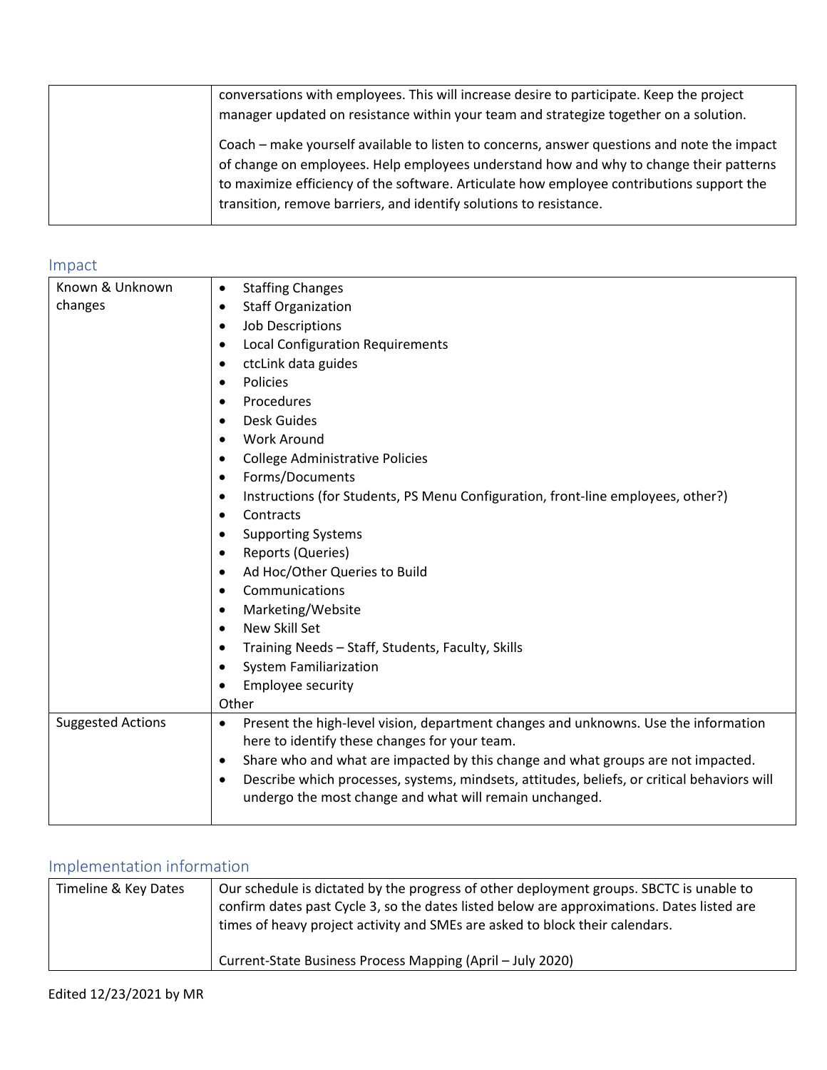| | |
|---|---|
| | conversations with employees. This will increase desire to participate. Keep the project manager updated on resistance within your team and strategize together on a solution.<br><br>Coach – make yourself available to listen to concerns, answer questions and note the impact of change on employees. Help employees understand how and why to change their patterns to maximize efficiency of the software. Articulate how employee contributions support the transition, remove barriers, and identify solutions to resistance. |

## Impact

| | |
|---|---|
| Known & Unknown changes | • Staffing Changes<br>• Staff Organization<br>• Job Descriptions<br>• Local Configuration Requirements<br>• ctcLink data guides<br>• Policies<br>• Procedures<br>• Desk Guides<br>• Work Around<br>• College Administrative Policies<br>• Forms/Documents<br>• Instructions (for Students, PS Menu Configuration, front-line employees, other?)<br>• Contracts<br>• Supporting Systems<br>• Reports (Queries)<br>• Ad Hoc/Other Queries to Build<br>• Communications<br>• Marketing/Website<br>• New Skill Set<br>• Training Needs – Staff, Students, Faculty, Skills<br>• System Familiarization<br>• Employee security<br>Other |
| Suggested Actions | • Present the high-level vision, department changes and unknowns. Use the information here to identify these changes for your team.<br>• Share who and what are impacted by this change and what groups are not impacted.<br>• Describe which processes, systems, mindsets, attitudes, beliefs, or critical behaviors will undergo the most change and what will remain unchanged. |

## Implementation information

| | |
|---|---|
| Timeline & Key Dates | Our schedule is dictated by the progress of other deployment groups. SBCTC is unable to confirm dates past Cycle 3, so the dates listed below are approximations. Dates listed are times of heavy project activity and SMEs are asked to block their calendars.<br><br>Current-State Business Process Mapping (April – July 2020) |

Edited 12/23/2021 by MR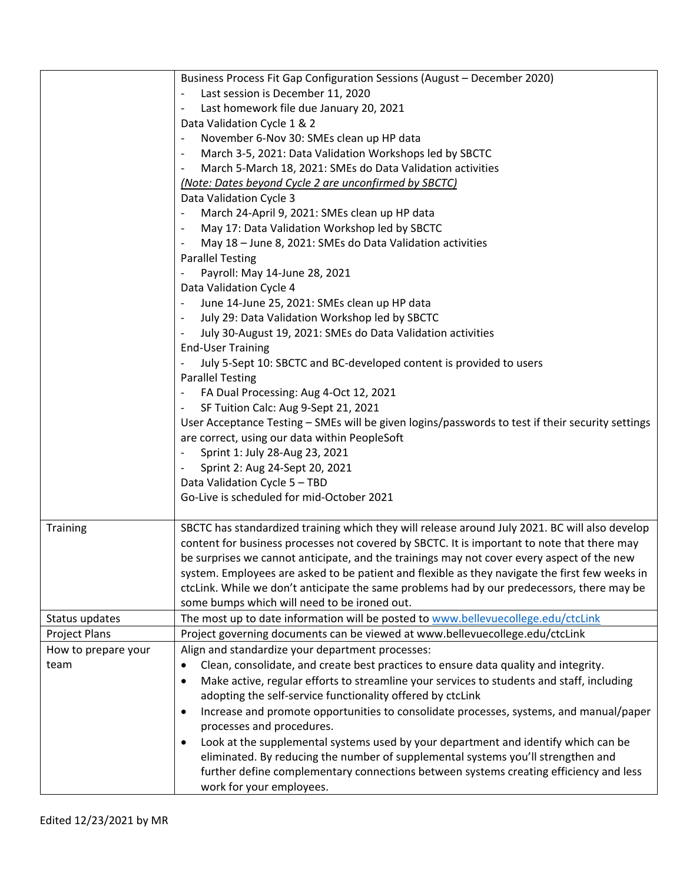| | |
|---|---|
| | Business Process Fit Gap Configuration Sessions (August – December 2020)<br>- Last session is December 11, 2020<br>- Last homework file due January 20, 2021<br>Data Validation Cycle 1 & 2<br>- November 6-Nov 30: SMEs clean up HP data<br>- March 3-5, 2021: Data Validation Workshops led by SBCTC<br>- March 5-March 18, 2021: SMEs do Data Validation activities<br>*(Note: Dates beyond Cycle 2 are unconfirmed by SBCTC)*<br>Data Validation Cycle 3<br>- March 24-April 9, 2021: SMEs clean up HP data<br>- May 17: Data Validation Workshop led by SBCTC<br>- May 18 – June 8, 2021: SMEs do Data Validation activities<br>Parallel Testing<br>- Payroll: May 14-June 28, 2021<br>Data Validation Cycle 4<br>- June 14-June 25, 2021: SMEs clean up HP data<br>- July 29: Data Validation Workshop led by SBCTC<br>- July 30-August 19, 2021: SMEs do Data Validation activities<br>End-User Training<br>- July 5-Sept 10: SBCTC and BC-developed content is provided to users<br>Parallel Testing<br>- FA Dual Processing: Aug 4-Oct 12, 2021<br>- SF Tuition Calc: Aug 9-Sept 21, 2021<br>User Acceptance Testing – SMEs will be given logins/passwords to test if their security settings are correct, using our data within PeopleSoft<br>- Sprint 1: July 28-Aug 23, 2021<br>- Sprint 2: Aug 24-Sept 20, 2021<br>Data Validation Cycle 5 – TBD<br>Go-Live is scheduled for mid-October 2021 |
| Training | SBCTC has standardized training which they will release around July 2021. BC will also develop content for business processes not covered by SBCTC. It is important to note that there may be surprises we cannot anticipate, and the trainings may not cover every aspect of the new system. Employees are asked to be patient and flexible as they navigate the first few weeks in ctcLink. While we don't anticipate the same problems had by our predecessors, there may be some bumps which will need to be ironed out. |
| Status updates | The most up to date information will be posted to [www.bellevuecollege.edu/ctcLink](http://www.bellevuecollege.edu/ctcLink) |
| Project Plans | Project governing documents can be viewed at www.bellevuecollege.edu/ctcLink |
| How to prepare your team | Align and standardize your department processes:<br>• Clean, consolidate, and create best practices to ensure data quality and integrity.<br>• Make active, regular efforts to streamline your services to students and staff, including adopting the self-service functionality offered by ctcLink<br>• Increase and promote opportunities to consolidate processes, systems, and manual/paper processes and procedures.<br>• Look at the supplemental systems used by your department and identify which can be eliminated. By reducing the number of supplemental systems you'll strengthen and further define complementary connections between systems creating efficiency and less work for your employees. |

Edited 12/23/2021 by MR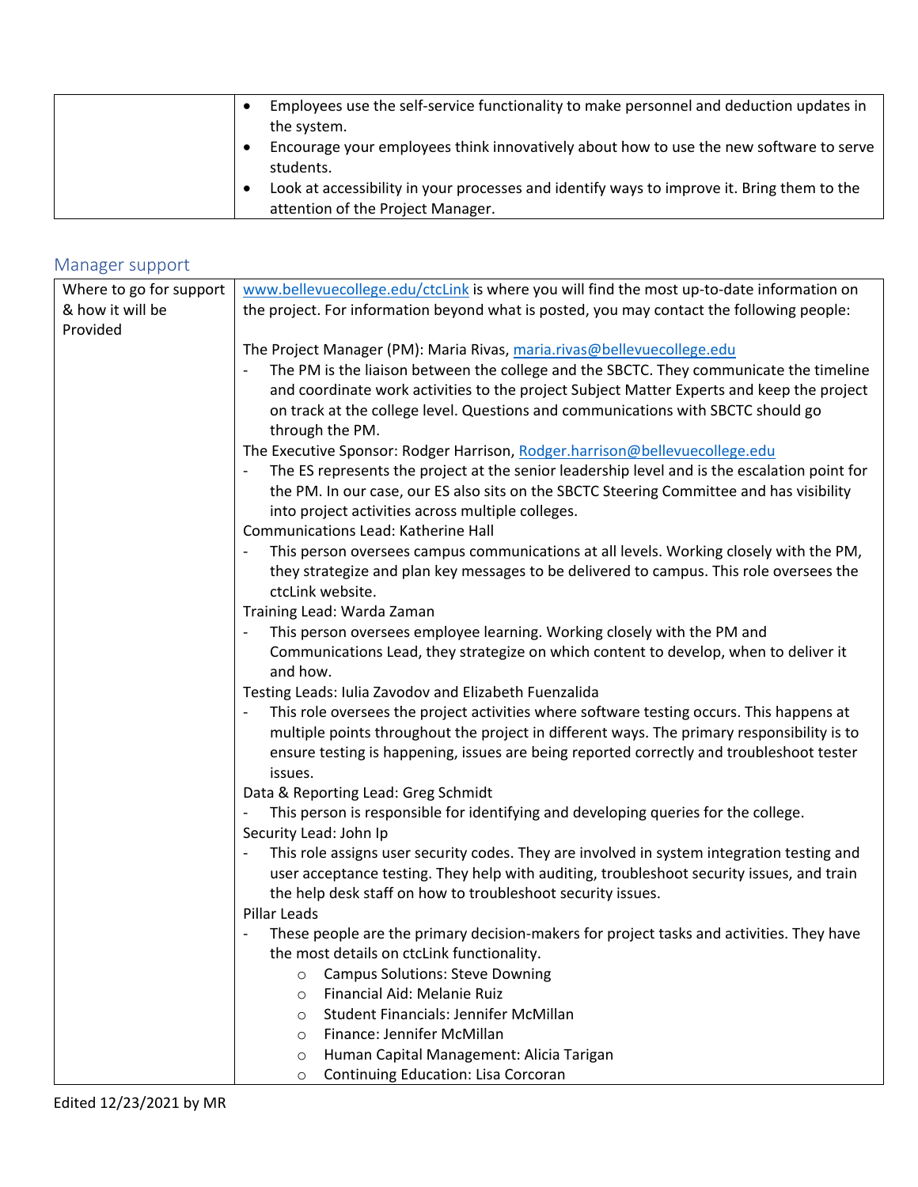| | |
|---|---|
| | • Employees use the self-service functionality to make personnel and deduction updates in the system.<br>• Encourage your employees think innovatively about how to use the new software to serve students.<br>• Look at accessibility in your processes and identify ways to improve it. Bring them to the attention of the Project Manager. |

## Manager support

| | |
|---|---|
| Where to go for support & how it will be Provided | www.bellevuecollege.edu/ctcLink is where you will find the most up-to-date information on the project. For information beyond what is posted, you may contact the following people:<br><br>The Project Manager (PM): Maria Rivas, maria.rivas@bellevuecollege.edu<br>- The PM is the liaison between the college and the SBCTC. They communicate the timeline and coordinate work activities to the project Subject Matter Experts and keep the project on track at the college level. Questions and communications with SBCTC should go through the PM.<br>The Executive Sponsor: Rodger Harrison, Rodger.harrison@bellevuecollege.edu<br>- The ES represents the project at the senior leadership level and is the escalation point for the PM. In our case, our ES also sits on the SBCTC Steering Committee and has visibility into project activities across multiple colleges.<br>Communications Lead: Katherine Hall<br>- This person oversees campus communications at all levels. Working closely with the PM, they strategize and plan key messages to be delivered to campus. This role oversees the ctcLink website.<br>Training Lead: Warda Zaman<br>- This person oversees employee learning. Working closely with the PM and Communications Lead, they strategize on which content to develop, when to deliver it and how.<br>Testing Leads: Iulia Zavodov and Elizabeth Fuenzalida<br>- This role oversees the project activities where software testing occurs. This happens at multiple points throughout the project in different ways. The primary responsibility is to ensure testing is happening, issues are being reported correctly and troubleshoot tester issues.<br>Data & Reporting Lead: Greg Schmidt<br>- This person is responsible for identifying and developing queries for the college.<br>Security Lead: John Ip<br>- This role assigns user security codes. They are involved in system integration testing and user acceptance testing. They help with auditing, troubleshoot security issues, and train the help desk staff on how to troubleshoot security issues.<br>Pillar Leads<br>- These people are the primary decision-makers for project tasks and activities. They have the most details on ctcLink functionality.<br>&nbsp;&nbsp;&nbsp;&nbsp;○ Campus Solutions: Steve Downing<br>&nbsp;&nbsp;&nbsp;&nbsp;○ Financial Aid: Melanie Ruiz<br>&nbsp;&nbsp;&nbsp;&nbsp;○ Student Financials: Jennifer McMillan<br>&nbsp;&nbsp;&nbsp;&nbsp;○ Finance: Jennifer McMillan<br>&nbsp;&nbsp;&nbsp;&nbsp;○ Human Capital Management: Alicia Tarigan<br>&nbsp;&nbsp;&nbsp;&nbsp;○ Continuing Education: Lisa Corcoran |

Edited 12/23/2021 by MR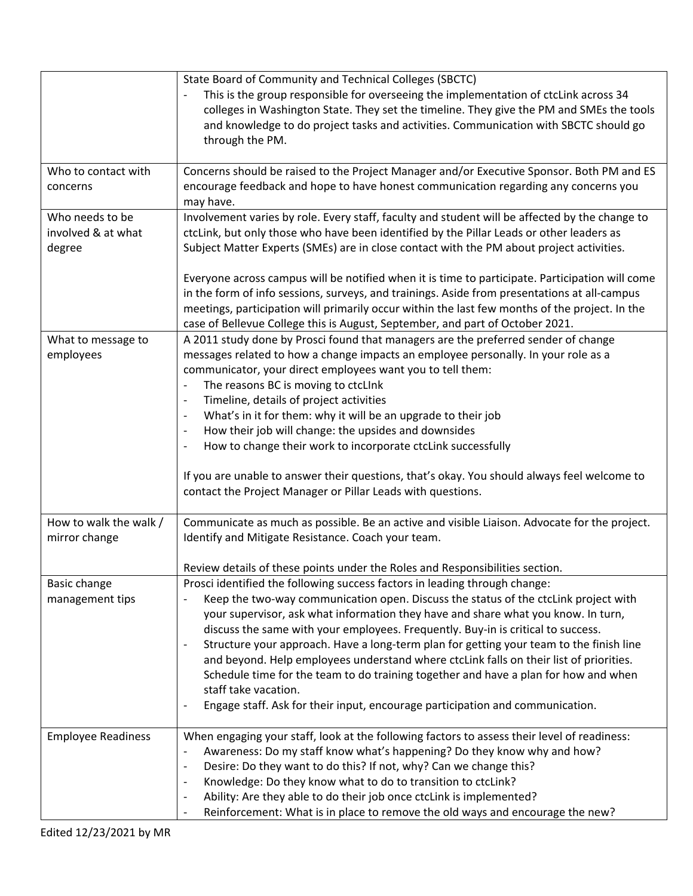| | |
|---|---|
| | State Board of Community and Technical Colleges (SBCTC)<br>- This is the group responsible for overseeing the implementation of ctcLink across 34 colleges in Washington State. They set the timeline. They give the PM and SMEs the tools and knowledge to do project tasks and activities. Communication with SBCTC should go through the PM. |
| Who to contact with concerns | Concerns should be raised to the Project Manager and/or Executive Sponsor. Both PM and ES encourage feedback and hope to have honest communication regarding any concerns you may have. |
| Who needs to be involved & at what degree | Involvement varies by role. Every staff, faculty and student will be affected by the change to ctcLink, but only those who have been identified by the Pillar Leads or other leaders as Subject Matter Experts (SMEs) are in close contact with the PM about project activities.<br><br>Everyone across campus will be notified when it is time to participate. Participation will come in the form of info sessions, surveys, and trainings. Aside from presentations at all-campus meetings, participation will primarily occur within the last few months of the project. In the case of Bellevue College this is August, September, and part of October 2021. |
| What to message to employees | A 2011 study done by Prosci found that managers are the preferred sender of change messages related to how a change impacts an employee personally. In your role as a communicator, your direct employees want you to tell them:<br>- The reasons BC is moving to ctcLInk<br>- Timeline, details of project activities<br>- What's in it for them: why it will be an upgrade to their job<br>- How their job will change: the upsides and downsides<br>- How to change their work to incorporate ctcLink successfully<br><br>If you are unable to answer their questions, that's okay. You should always feel welcome to contact the Project Manager or Pillar Leads with questions. |
| How to walk the walk / mirror change | Communicate as much as possible. Be an active and visible Liaison. Advocate for the project. Identify and Mitigate Resistance. Coach your team.<br><br>Review details of these points under the Roles and Responsibilities section. |
| Basic change management tips | Prosci identified the following success factors in leading through change:<br>- Keep the two-way communication open. Discuss the status of the ctcLink project with your supervisor, ask what information they have and share what you know. In turn, discuss the same with your employees. Frequently. Buy-in is critical to success.<br>- Structure your approach. Have a long-term plan for getting your team to the finish line and beyond. Help employees understand where ctcLink falls on their list of priorities. Schedule time for the team to do training together and have a plan for how and when staff take vacation.<br>- Engage staff. Ask for their input, encourage participation and communication. |
| Employee Readiness | When engaging your staff, look at the following factors to assess their level of readiness:<br>- Awareness: Do my staff know what's happening? Do they know why and how?<br>- Desire: Do they want to do this? If not, why? Can we change this?<br>- Knowledge: Do they know what to do to transition to ctcLink?<br>- Ability: Are they able to do their job once ctcLink is implemented?<br>- Reinforcement: What is in place to remove the old ways and encourage the new? |

Edited 12/23/2021 by MR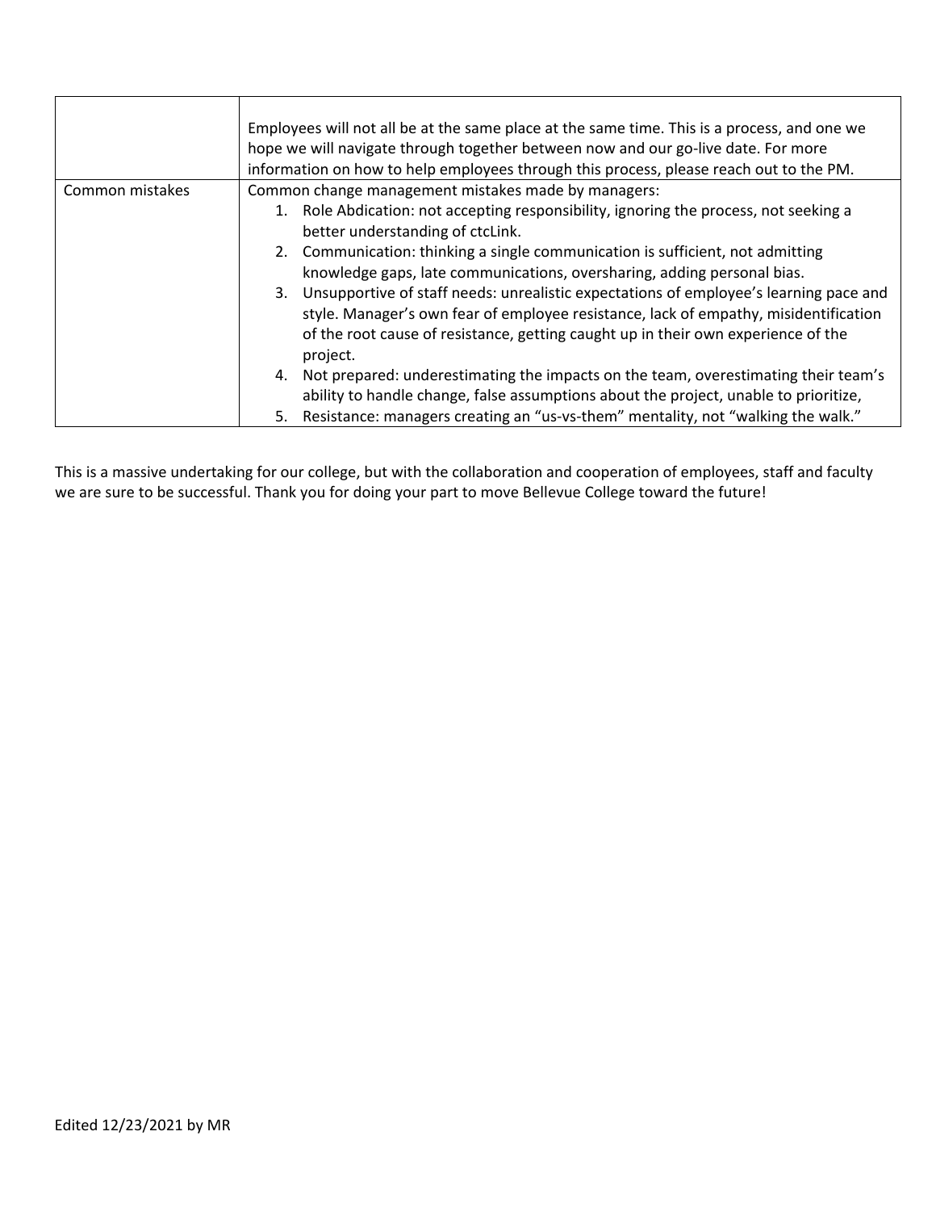| | |
|---|---|
| | Employees will not all be at the same place at the same time. This is a process, and one we hope we will navigate through together between now and our go-live date. For more information on how to help employees through this process, please reach out to the PM. |
| Common mistakes | Common change management mistakes made by managers:<br>1. Role Abdication: not accepting responsibility, ignoring the process, not seeking a better understanding of ctcLink.<br>2. Communication: thinking a single communication is sufficient, not admitting knowledge gaps, late communications, oversharing, adding personal bias.<br>3. Unsupportive of staff needs: unrealistic expectations of employee's learning pace and style. Manager's own fear of employee resistance, lack of empathy, misidentification of the root cause of resistance, getting caught up in their own experience of the project.<br>4. Not prepared: underestimating the impacts on the team, overestimating their team's ability to handle change, false assumptions about the project, unable to prioritize,<br>5. Resistance: managers creating an "us-vs-them" mentality, not "walking the walk." |

This is a massive undertaking for our college, but with the collaboration and cooperation of employees, staff and faculty we are sure to be successful. Thank you for doing your part to move Bellevue College toward the future!

Edited 12/23/2021 by MR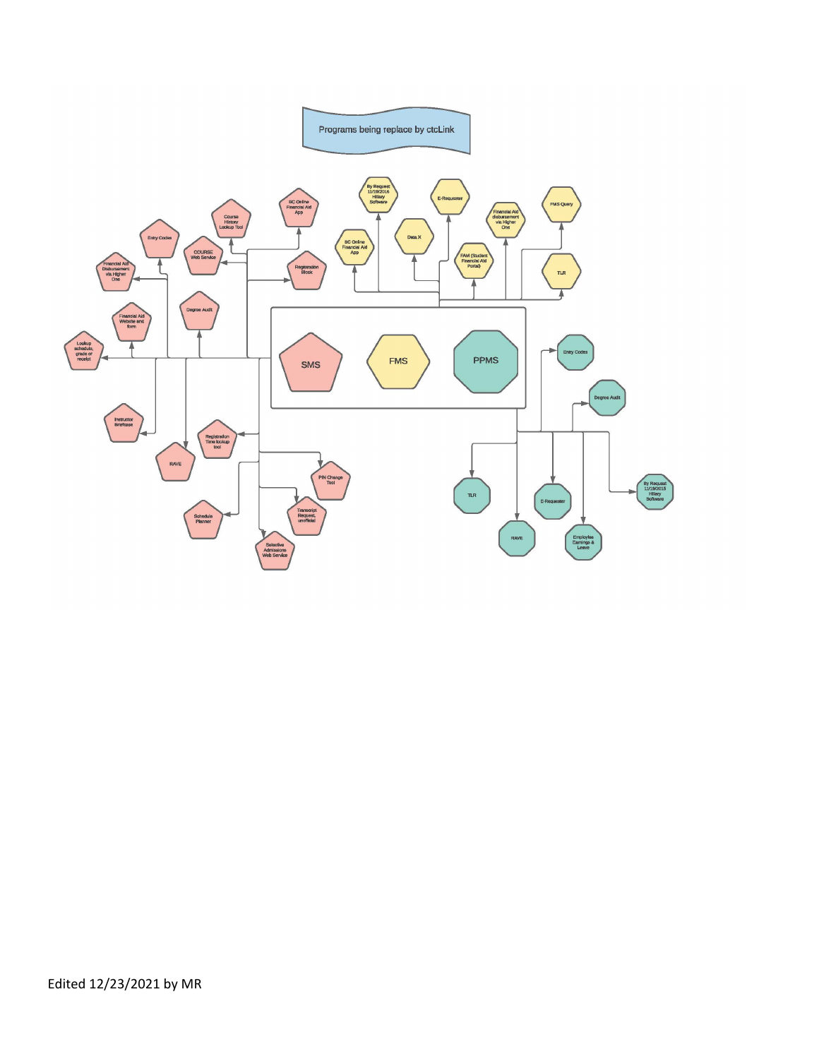Programs being replace by ctcLink

SMS

FMS

PPMS

Entry Codes

Course History Lookup Tool

SC Online Financial Aid App

COURSE Web Service

Registration Block

Financial Aid Disbursement via Higher One

Degree Audit

Financial Aid Website and form

Lookup schedule, grade or receipt

Instructor Briefcase

Registration Time lookup tool

RAVE

PIN Change Tool

Schedule Planner

Transcript Request, unofficial

Selective Admissions Web Service

By Request 11/19/2015 Hillary Software

E-Requester

SC Online Financial Aid App

Data X

Financial Aid disbursement via Higher One

FMS Query

FAM (Student Financial Aid Portal)

TLR

Entry Codes

Degree Audit

TLR

E-Requester

By Request 11/19/2015 Hillary Software

RAVE

Employee Earnings & Leave

Edited 12/23/2021 by MR